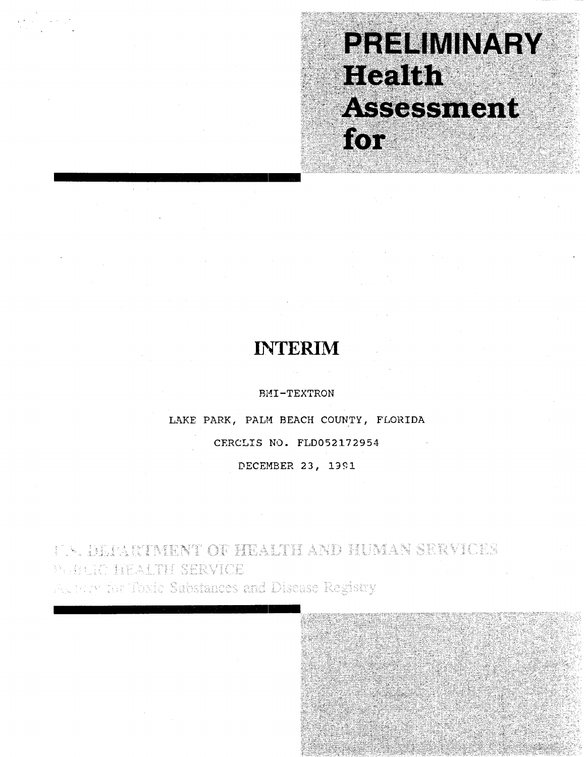# PRELIMINARY Health Assessment for

## INTERIM

BMI-TEXTRON

LAKE PARK, PALM BEACH COUNTY, FLORIDA

CERCLIS NO. FLD052172954

DECEMBER 23, 1991

U.S. DEPARTMENT OF HEALTH AND HUMAN SERVICES
Public Health Service
Agency for Toxic Substances and Disease Registry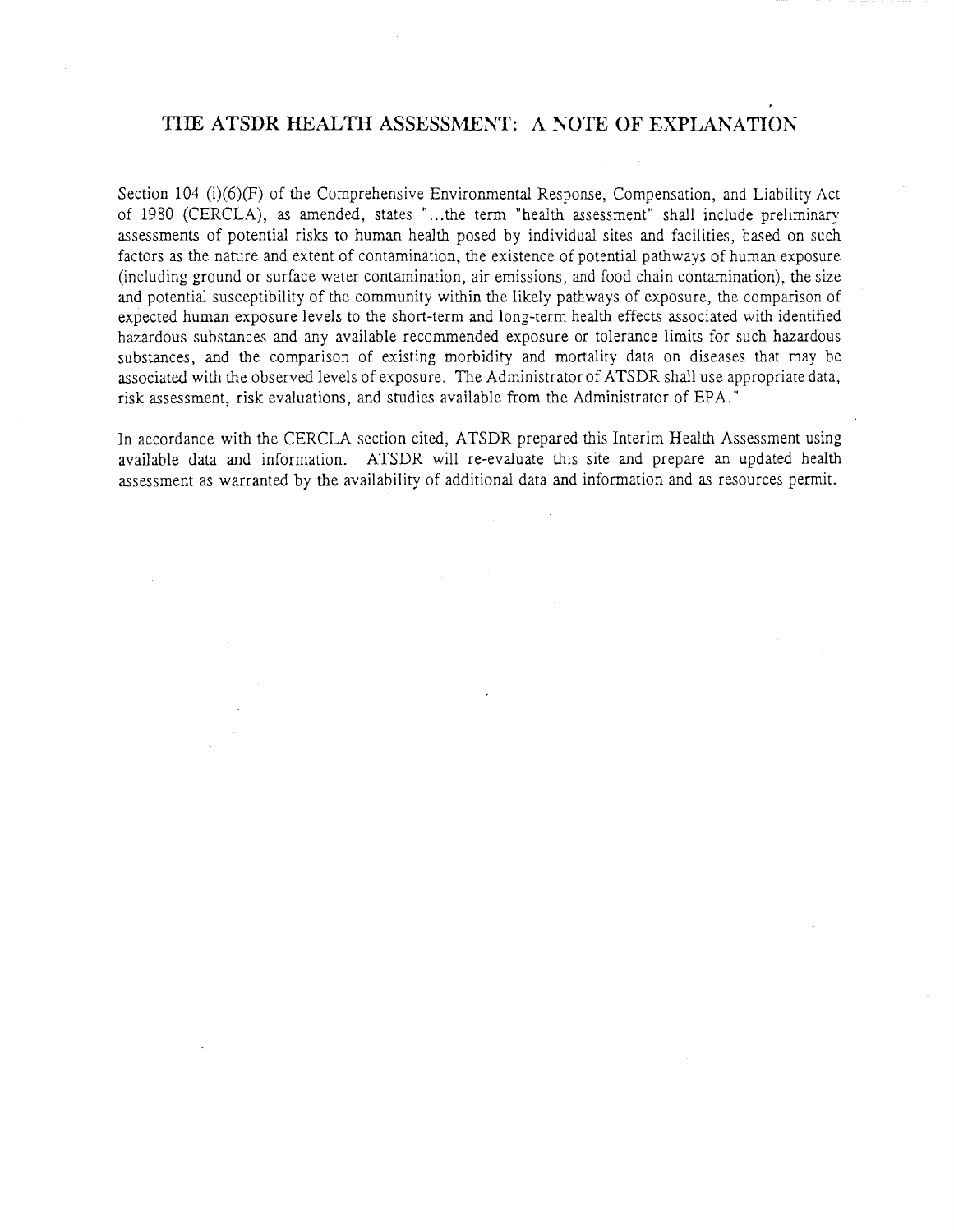# THE ATSDR HEALTH ASSESSMENT: A NOTE OF EXPLANATION

Section 104 (i)(6)(F) of the Comprehensive Environmental Response, Compensation, and Liability Act of 1980 (CERCLA), as amended, states "...the term "health assessment" shall include preliminary assessments of potential risks to human health posed by individual sites and facilities, based on such factors as the nature and extent of contamination, the existence of potential pathways of human exposure (including ground or surface water contamination, air emissions, and food chain contamination), the size and potential susceptibility of the community within the likely pathways of exposure, the comparison of expected human exposure levels to the short-term and long-term health effects associated with identified hazardous substances and any available recommended exposure or tolerance limits for such hazardous substances, and the comparison of existing morbidity and mortality data on diseases that may be associated with the observed levels of exposure. The Administrator of ATSDR shall use appropriate data, risk assessment, risk evaluations, and studies available from the Administrator of EPA."

In accordance with the CERCLA section cited, ATSDR prepared this Interim Health Assessment using available data and information. ATSDR will re-evaluate this site and prepare an updated health assessment as warranted by the availability of additional data and information and as resources permit.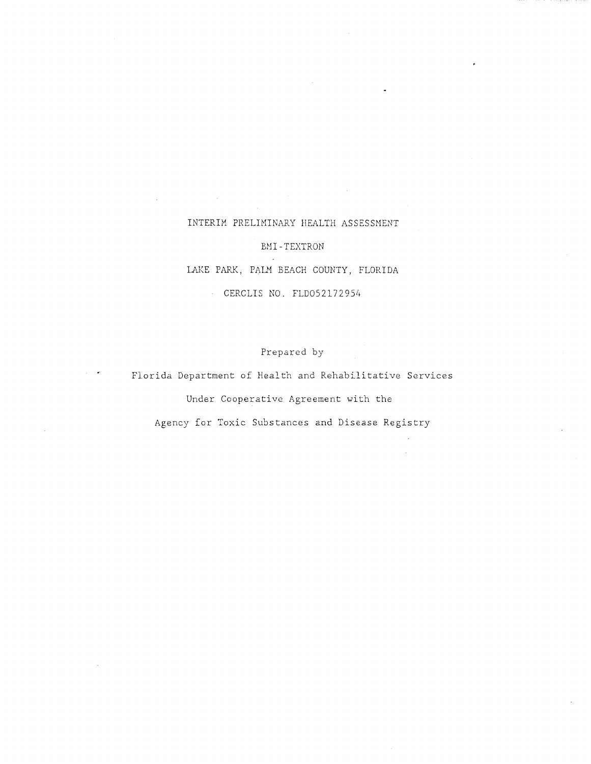# INTERIM PRELIMINARY HEALTH ASSESSMENT

## BMI-TEXTRON

## LAKE PARK, PALM BEACH COUNTY, FLORIDA

CERCLIS NO. FLD052172954

Prepared by

Florida Department of Health and Rehabilitative Services

Under Cooperative Agreement with the

Agency for Toxic Substances and Disease Registry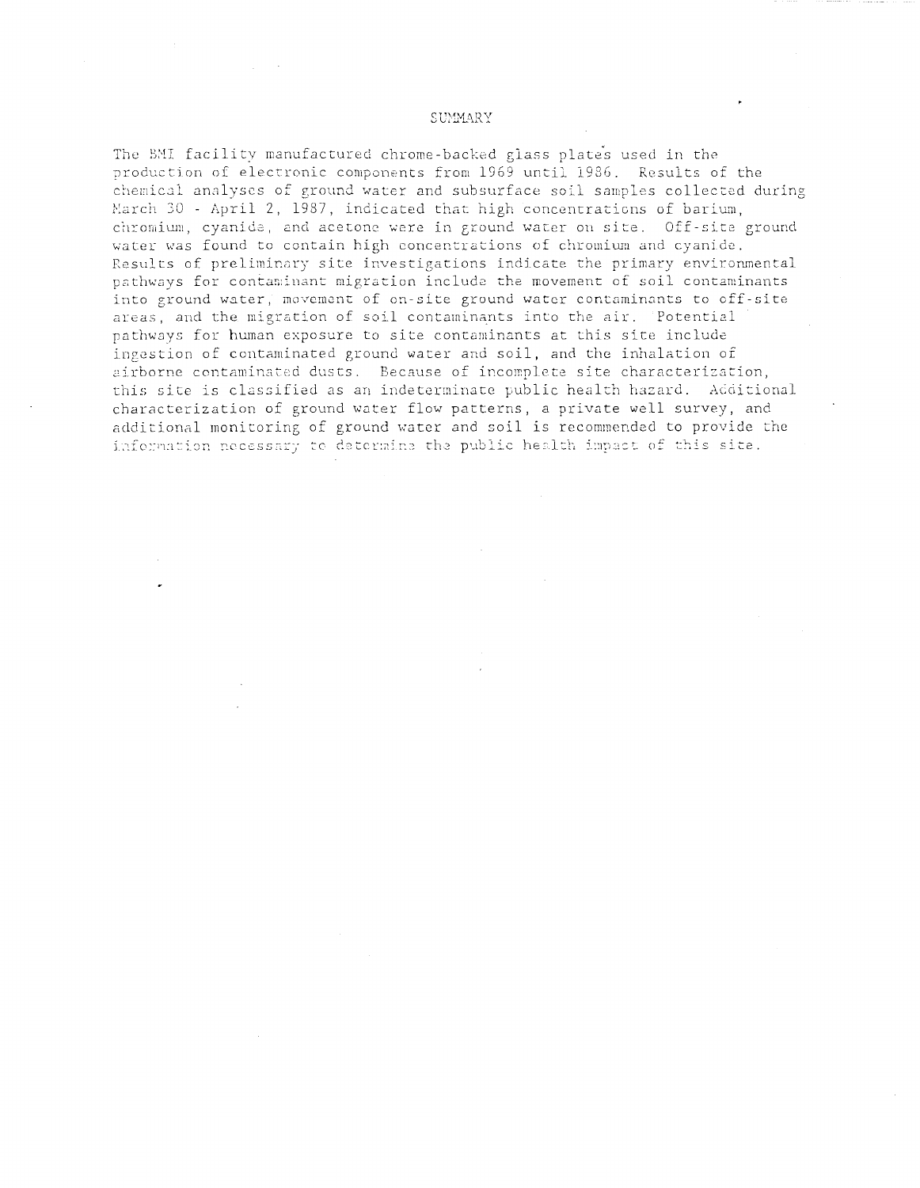# SUMMARY

The BMI facility manufactured chrome-backed glass plates used in the production of electronic components from 1969 until 1986. Results of the chemical analyses of ground water and subsurface soil samples collected during March 30 - April 2, 1987, indicated that high concentrations of barium, chromium, cyanide, and acetone were in ground water on site. Off-site ground water was found to contain high concentrations of chromium and cyanide. Results of preliminary site investigations indicate the primary environmental pathways for contaminant migration include the movement of soil contaminants into ground water, movement of on-site ground water contaminants to off-site areas, and the migration of soil contaminants into the air. Potential pathways for human exposure to site contaminants at this site include ingestion of contaminated ground water and soil, and the inhalation of airborne contaminated dusts. Because of incomplete site characterization, this site is classified as an indeterminate public health hazard. Additional characterization of ground water flow patterns, a private well survey, and additional monitoring of ground water and soil is recommended to provide the information necessary to determine the public health impact of this site.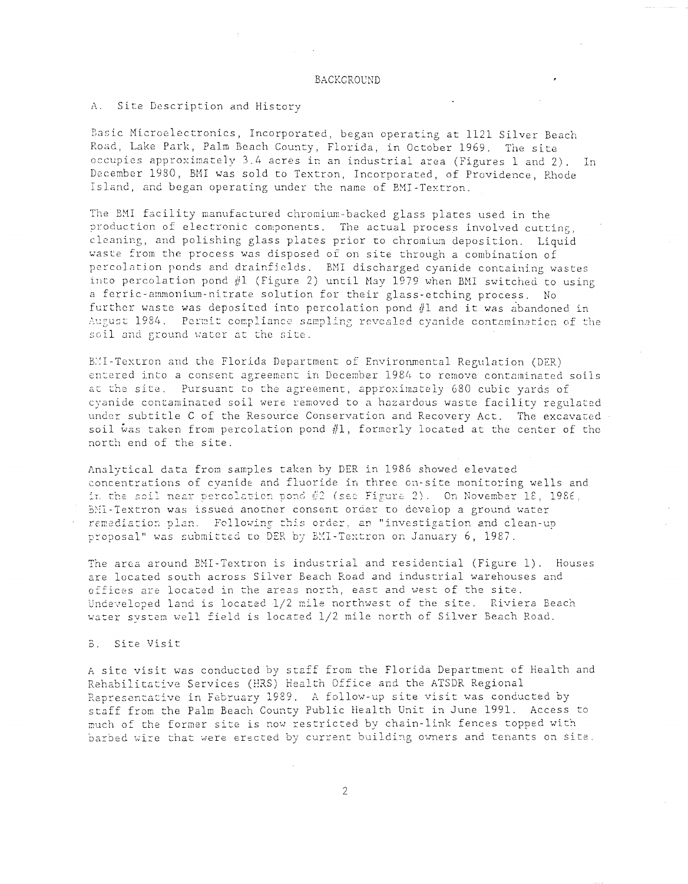# BACKGROUND

## A. Site Description and History

Basic Microelectronics, Incorporated, began operating at 1121 Silver Beach Road, Lake Park, Palm Beach County, Florida, in October 1969. The site occupies approximately 3.4 acres in an industrial area (Figures 1 and 2). In December 1980, BMI was sold to Textron, Incorporated, of Providence, Rhode Island, and began operating under the name of BMI-Textron.

The BMI facility manufactured chromium-backed glass plates used in the production of electronic components. The actual process involved cutting, cleaning, and polishing glass plates prior to chromium deposition. Liquid waste from the process was disposed of on site through a combination of percolation ponds and drainfields. BMI discharged cyanide containing wastes into percolation pond #1 (Figure 2) until May 1979 when BMI switched to using a ferric-ammonium-nitrate solution for their glass-etching process. No further waste was deposited into percolation pond #1 and it was abandoned in August 1984. Permit compliance sampling revealed cyanide contamination of the soil and ground water at the site.

BMI-Textron and the Florida Department of Environmental Regulation (DER) entered into a consent agreement in December 1984 to remove contaminated soils at the site. Pursuant to the agreement, approximately 680 cubic yards of cyanide contaminated soil were removed to a hazardous waste facility regulated under subtitle C of the Resource Conservation and Recovery Act. The excavated soil was taken from percolation pond #1, formerly located at the center of the north end of the site.

Analytical data from samples taken by DER in 1986 showed elevated concentrations of cyanide and fluoride in three on-site monitoring wells and in the soil near percolation pond #2 (see Figure 2). On November 18, 1986, BMI-Textron was issued another consent order to develop a ground water remediation plan. Following this order, an "investigation and clean-up proposal" was submitted to DER by BMI-Textron on January 6, 1987.

The area around BMI-Textron is industrial and residential (Figure 1). Houses are located south across Silver Beach Road and industrial warehouses and offices are located in the areas north, east and west of the site. Undeveloped land is located 1/2 mile northwest of the site. Riviera Beach water system well field is located 1/2 mile north of Silver Beach Road.

## B. Site Visit

A site visit was conducted by staff from the Florida Department of Health and Rehabilitative Services (HRS) Health Office and the ATSDR Regional Representative in February 1989. A follow-up site visit was conducted by staff from the Palm Beach County Public Health Unit in June 1991. Access to much of the former site is now restricted by chain-link fences topped with barbed wire that were erected by current building owners and tenants on site.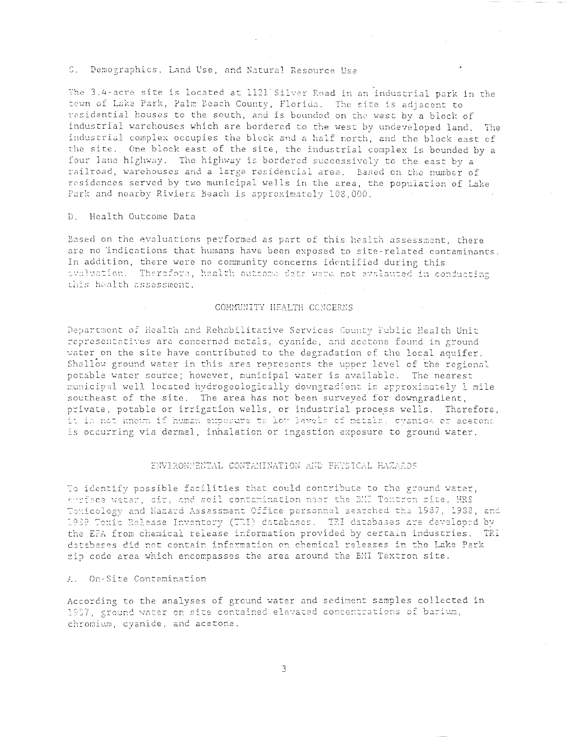### C. Demographics, Land Use, and Natural Resource Use

The 3.4-acre site is located at 1121 Silver Road in an industrial park in the town of Lake Park, Palm Beach County, Florida. The site is adjacent to residential houses to the south, and is bounded on the west by a block of industrial warehouses which are bordered to the west by undeveloped land. The industrial complex occupies the block and a half north, and the block east of the site. One block east of the site, the industrial complex is bounded by a four lane highway. The highway is bordered successively to the east by a railroad, warehouses and a large residential area. Based on the number of residences served by two municipal wells in the area, the population of Lake Park and nearby Riviera Beach is approximately 108,000.

### D. Health Outcome Data

Based on the evaluations performed as part of this health assessment, there are no indications that humans have been exposed to site-related contaminants. In addition, there were no community concerns identified during this evaluation. Therefore, health outcome data were not evaluated in conducting this health assessment.

## COMMUNITY HEALTH CONCERNS

Department of Health and Rehabilitative Services County Public Health Unit representatives are concerned metals, cyanide, and acetone found in ground water on the site have contributed to the degradation of the local aquifer. Shallow ground water in this area represents the upper level of the regional potable water source; however, municipal water is available. The nearest municipal well located hydrogeologically downgradient is approximately 1 mile southeast of the site. The area has not been surveyed for downgradient, private, potable or irrigation wells, or industrial process wells. Therefore, it is not known if human exposure to low levels of metals, cyanide or acetone is occurring via dermal, inhalation or ingestion exposure to ground water.

## ENVIRONMENTAL CONTAMINATION AND PHYSICAL HAZARDS

To identify possible facilities that could contribute to the ground water, surface water, air, and soil contamination near the EMI Textron site, HRS Toxicology and Hazard Assessment Office personnel searched the 1987, 1988, and 1989 Toxic Release Inventory (TRI) databases. TRI databases are developed by the EPA from chemical release information provided by certain industries. TRI databases did not contain information on chemical releases in the Lake Park zip code area which encompasses the area around the EMI Textron site.

### A. On-Site Contamination

According to the analyses of ground water and sediment samples collected in 1987, ground water on site contained elevated concentrations of barium, chromium, cyanide, and acetone.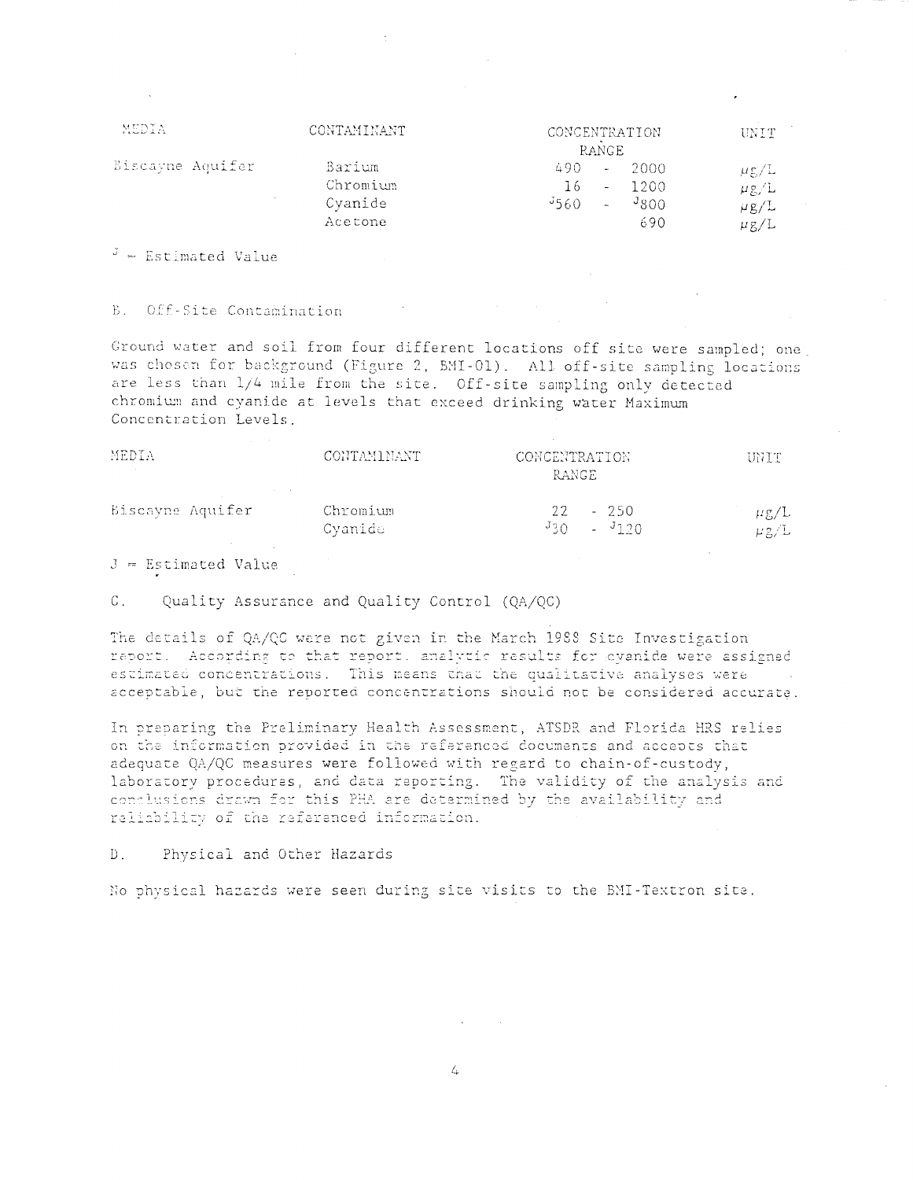| MEDIA | CONTAMINANT | CONCENTRATION RANGE | UNIT |
|---|---|---|---|
| Biscayne Aquifer | Barium | 490 - 2000 | $\mu g/L$ |
| | Chromium | 16 - 1200 | $\mu g/L$ |
| | Cyanide | $^{J}560$ - $^{J}800$ | $\mu g/L$ |
| | Acetone | 690 | $\mu g/L$ |

$^{J}$ - Estimated Value

B. Off-Site Contamination

Ground water and soil from four different locations off site were sampled; one was chosen for background (Figure 2, BMI-01). All off-site sampling locations are less than 1/4 mile from the site. Off-site sampling only detected chromium and cyanide at levels that exceed drinking water Maximum Concentration Levels.

| MEDIA | CONTAMINANT | CONCENTRATION RANGE | UNIT |
|---|---|---|---|
| Biscayne Aquifer | Chromium | 22 - 250 | $\mu g/L$ |
| | Cyanide | $^{J}30$ - $^{J}120$ | $\mu g/L$ |

J = Estimated Value

C. Quality Assurance and Quality Control (QA/QC)

The details of QA/QC were not given in the March 1988 Site Investigation report. According to that report, analytic results for cyanide were assigned estimated concentrations. This means that the qualitative analyses were acceptable, but the reported concentrations should not be considered accurate.

In preparing the Preliminary Health Assessment, ATSDR and Florida HRS relies on the information provided in the referenced documents and accepts that adequate QA/QC measures were followed with regard to chain-of-custody, laboratory procedures, and data reporting. The validity of the analysis and conclusions drawn for this PHA are determined by the availability and reliability of the referenced information.

D. Physical and Other Hazards

No physical hazards were seen during site visits to the BMI-Textron site.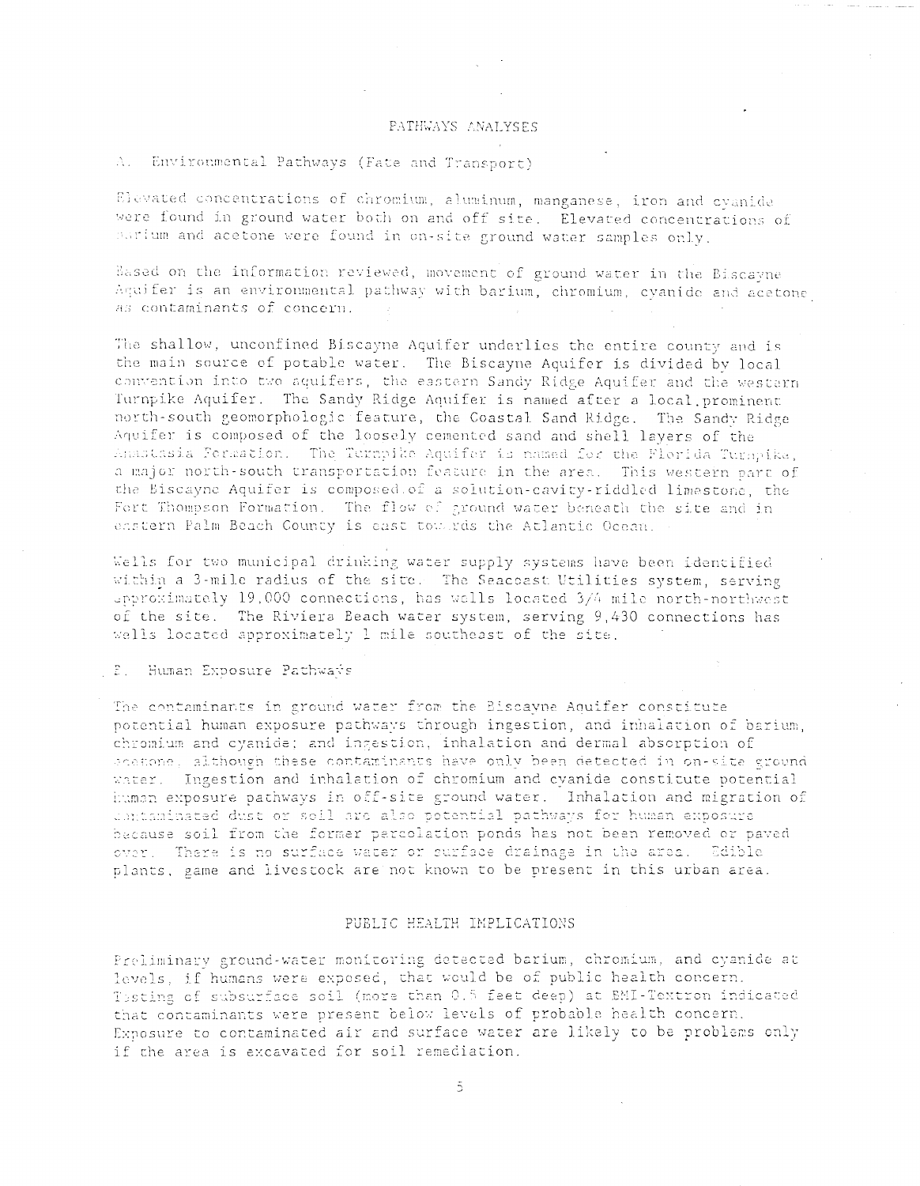## PATHWAYS ANALYSES

### A. Environmental Pathways (Fate and Transport)

Elevated concentrations of chromium, aluminum, manganese, iron and cyanide were found in ground water both on and off site. Elevated concentrations of barium and acetone were found in on-site ground water samples only.

Based on the information reviewed, movement of ground water in the Biscayne Aquifer is an environmental pathway with barium, chromium, cyanide and acetone as contaminants of concern.

The shallow, unconfined Biscayne Aquifer underlies the entire county and is the main source of potable water. The Biscayne Aquifer is divided by local convention into two aquifers, the eastern Sandy Ridge Aquifer and the western Turnpike Aquifer. The Sandy Ridge Aquifer is named after a local, prominent north-south geomorphologic feature, the Coastal Sand Ridge. The Sandy Ridge Aquifer is composed of the loosely cemented sand and shell layers of the Anastasia Formation. The Turnpike Aquifer is named for the Florida Turnpike, a major north-south transportation feature in the area. This western part of the Biscayne Aquifer is composed of a solution-cavity-riddled limestone, the Fort Thompson Formation. The flow of ground water beneath the site and in eastern Palm Beach County is east towards the Atlantic Ocean.

Wells for two municipal drinking water supply systems have been identified within a 3-mile radius of the site. The Seacoast Utilities system, serving approximately 19,000 connections, has wells located 3/4 mile north-northwest of the site. The Riviera Beach water system, serving 9,430 connections has wells located approximately 1 mile southeast of the site.

### B. Human Exposure Pathways

The contaminants in ground water from the Biscayne Aquifer constitute potential human exposure pathways through ingestion, and inhalation of barium, chromium and cyanide; and ingestion, inhalation and dermal absorption of acetone, although these contaminants have only been detected in on-site ground water. Ingestion and inhalation of chromium and cyanide constitute potential human exposure pathways in off-site ground water. Inhalation and migration of contaminated dust or soil are also potential pathways for human exposure because soil from the former percolation ponds has not been removed or paved over. There is no surface water or surface drainage in the area. Edible plants, game and livestock are not known to be present in this urban area.

## PUBLIC HEALTH IMPLICATIONS

Preliminary ground-water monitoring detected barium, chromium, and cyanide at levels, if humans were exposed, that would be of public health concern. Testing of subsurface soil (more than 0.5 feet deep) at EMI-Textron indicated that contaminants were present below levels of probable health concern. Exposure to contaminated air and surface water are likely to be problems only if the area is excavated for soil remediation.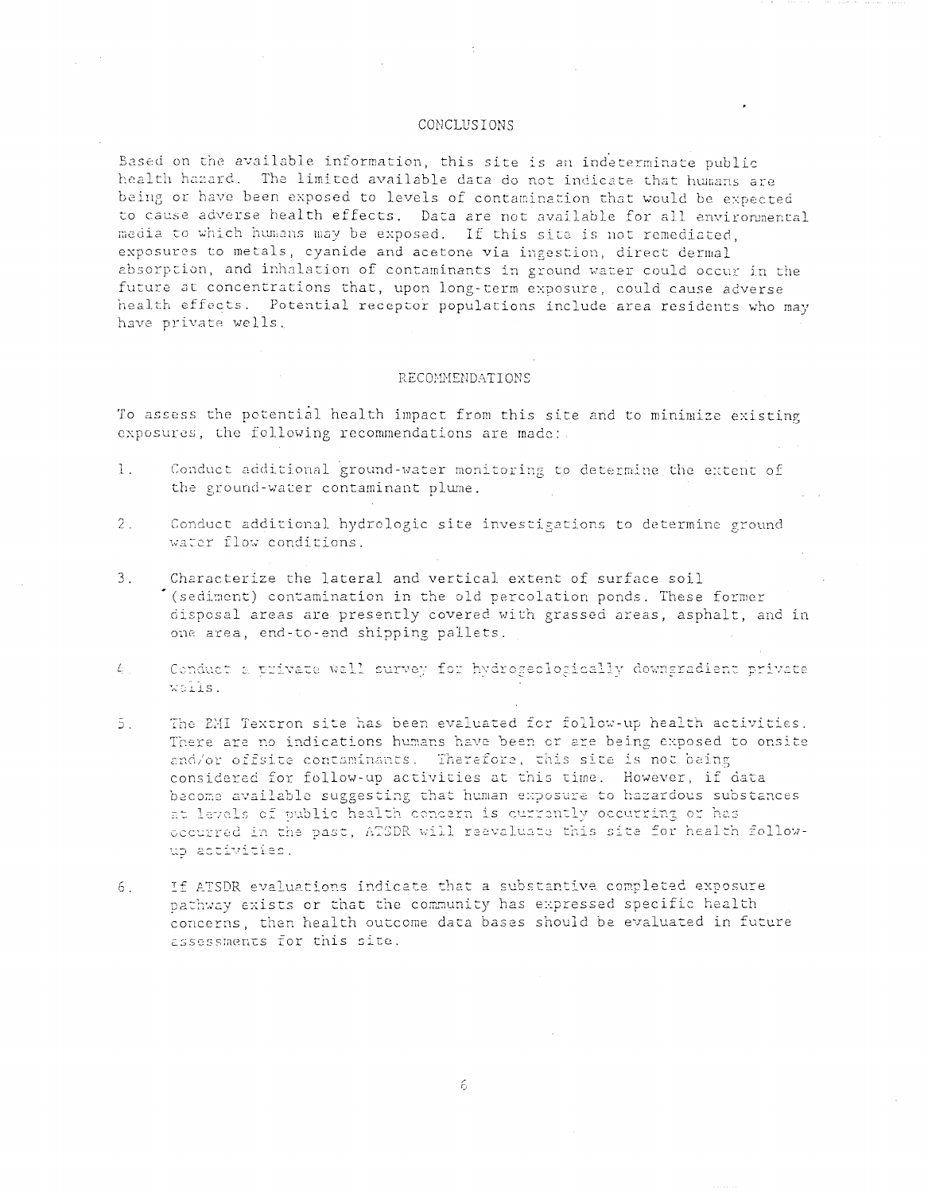## CONCLUSIONS

Based on the available information, this site is an indeterminate public health hazard. The limited available data do not indicate that humans are being or have been exposed to levels of contamination that would be expected to cause adverse health effects. Data are not available for all environmental media to which humans may be exposed. If this site is not remediated, exposures to metals, cyanide and acetone via ingestion, direct dermal absorption, and inhalation of contaminants in ground water could occur in the future at concentrations that, upon long-term exposure, could cause adverse health effects. Potential receptor populations include area residents who may have private wells.

## RECOMMENDATIONS

To assess the potential health impact from this site and to minimize existing exposures, the following recommendations are made:

1. Conduct additional ground-water monitoring to determine the extent of the ground-water contaminant plume.

2. Conduct additional hydrologic site investigations to determine ground water flow conditions.

3. Characterize the lateral and vertical extent of surface soil (sediment) contamination in the old percolation ponds. These former disposal areas are presently covered with grassed areas, asphalt, and in one area, end-to-end shipping pallets.

4. Conduct a private well survey for hydrogeologically downgradient private wells.

5. The EMI Textron site has been evaluated for follow-up health activities. There are no indications humans have been or are being exposed to onsite and/or offsite contaminants. Therefore, this site is not being considered for follow-up activities at this time. However, if data become available suggesting that human exposure to hazardous substances at levels of public health concern is currently occurring or has occurred in the past, ATSDR will reevaluate this site for health follow-up activities.

6. If ATSDR evaluations indicate that a substantive completed exposure pathway exists or that the community has expressed specific health concerns, then health outcome data bases should be evaluated in future assessments for this site.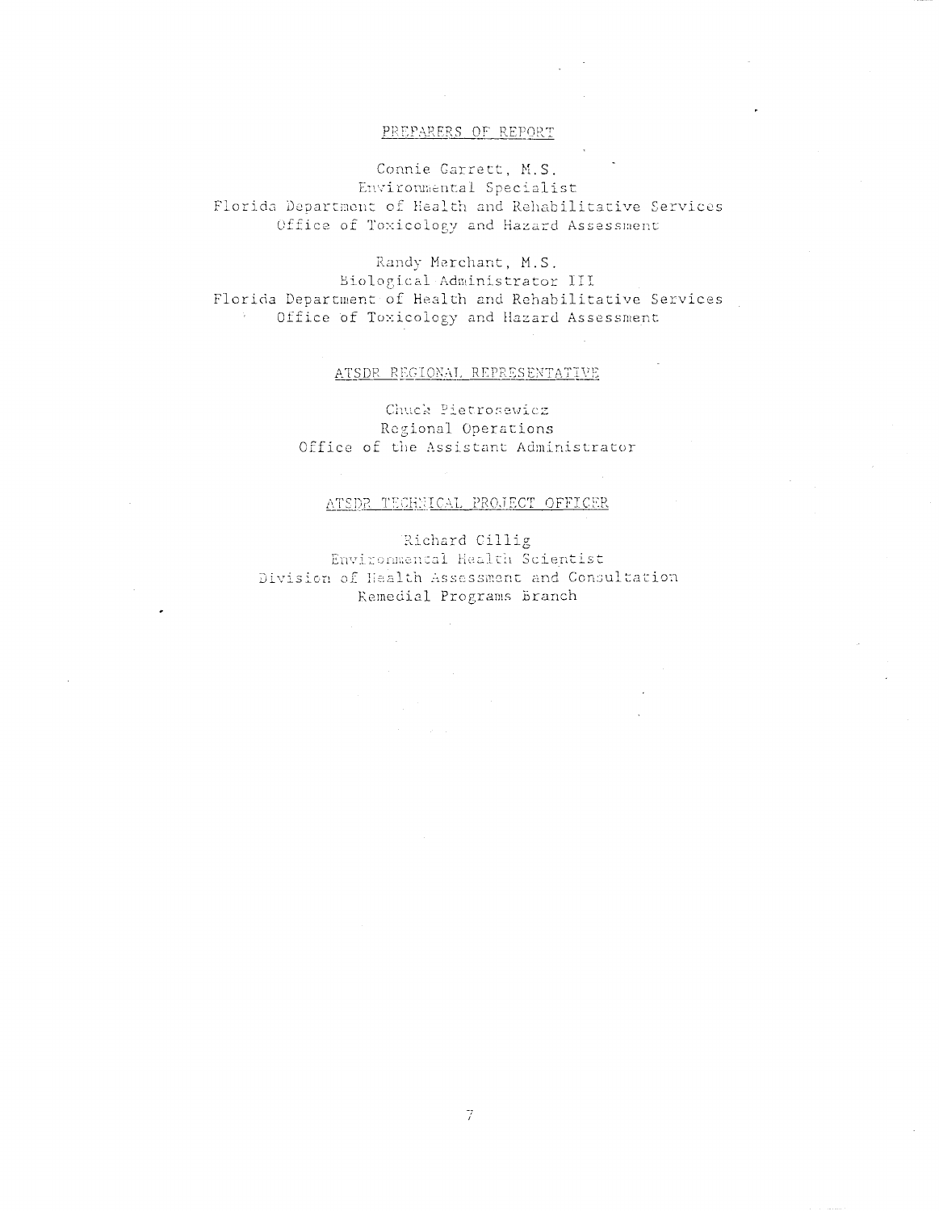## PREPARERS OF REPORT

Connie Garrett, M.S.
Environmental Specialist
Florida Department of Health and Rehabilitative Services
Office of Toxicology and Hazard Assessment

Randy Merchant, M.S.
Biological Administrator III
Florida Department of Health and Rehabilitative Services
Office of Toxicology and Hazard Assessment

## ATSDR REGIONAL REPRESENTATIVE

Chuck Pietrosewicz
Regional Operations
Office of the Assistant Administrator

## ATSDR TECHNICAL PROJECT OFFICER

Richard Gillig
Environmental Health Scientist
Division of Health Assessment and Consultation
Remedial Programs Branch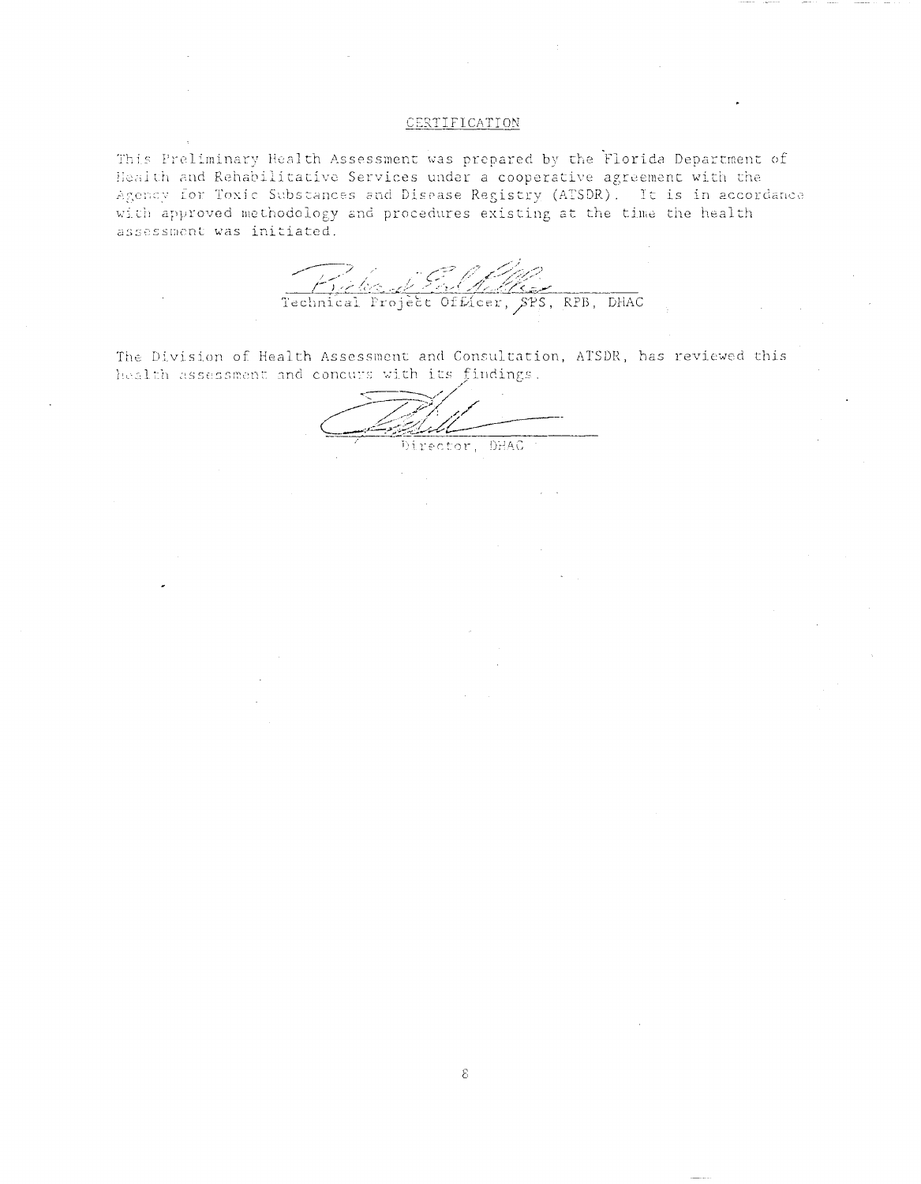## CERTIFICATION

This Preliminary Health Assessment was prepared by the Florida Department of Health and Rehabilitative Services under a cooperative agreement with the Agency for Toxic Substances and Disease Registry (ATSDR). It is in accordance with approved methodology and procedures existing at the time the health assessment was initiated.

Technical Project Officer, SPS, RPB, DHAC

The Division of Health Assessment and Consultation, ATSDR, has reviewed this health assessment and concurs with its findings.

Director, DHAC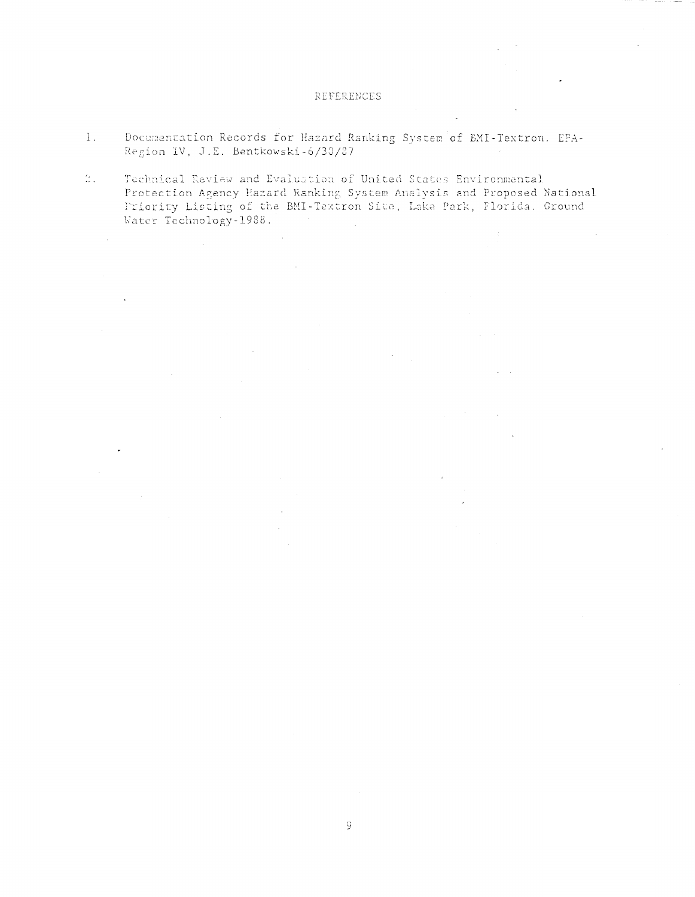# REFERENCES

1. Documentation Records for Hazard Ranking System of BMI-Textron. EPA-Region IV, J.E. Bentkowski-6/30/87

2. Technical Review and Evaluation of United States Environmental Protection Agency Hazard Ranking System Analysis and Proposed National Priority Listing of the BMI-Textron Site, Lake Park, Florida. Ground Water Technology-1988.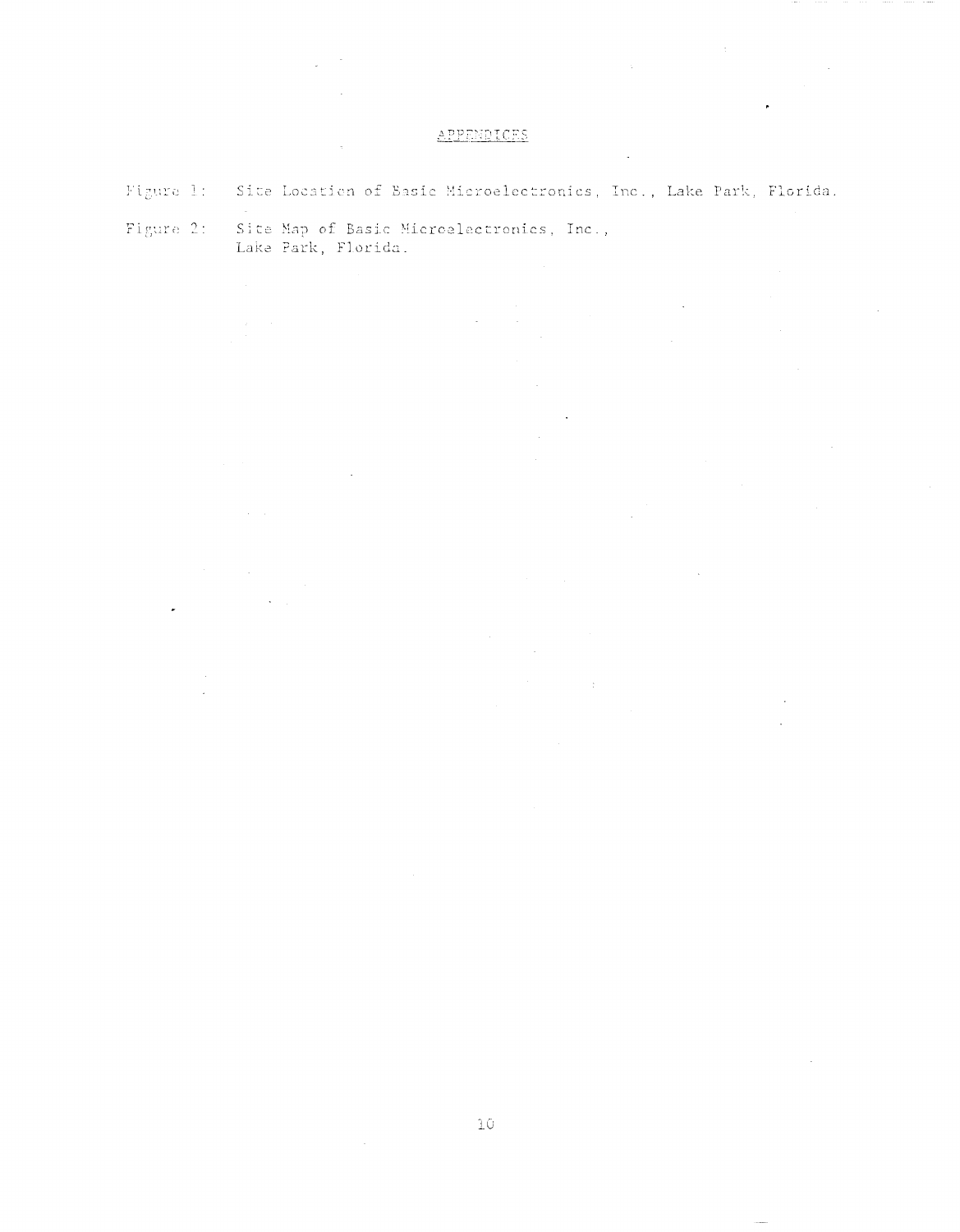## APPENDICES

Figure 1: Site Location of Basic Microelectronics, Inc., Lake Park, Florida.

Figure 2: Site Map of Basic Microelectronics, Inc., Lake Park, Florida.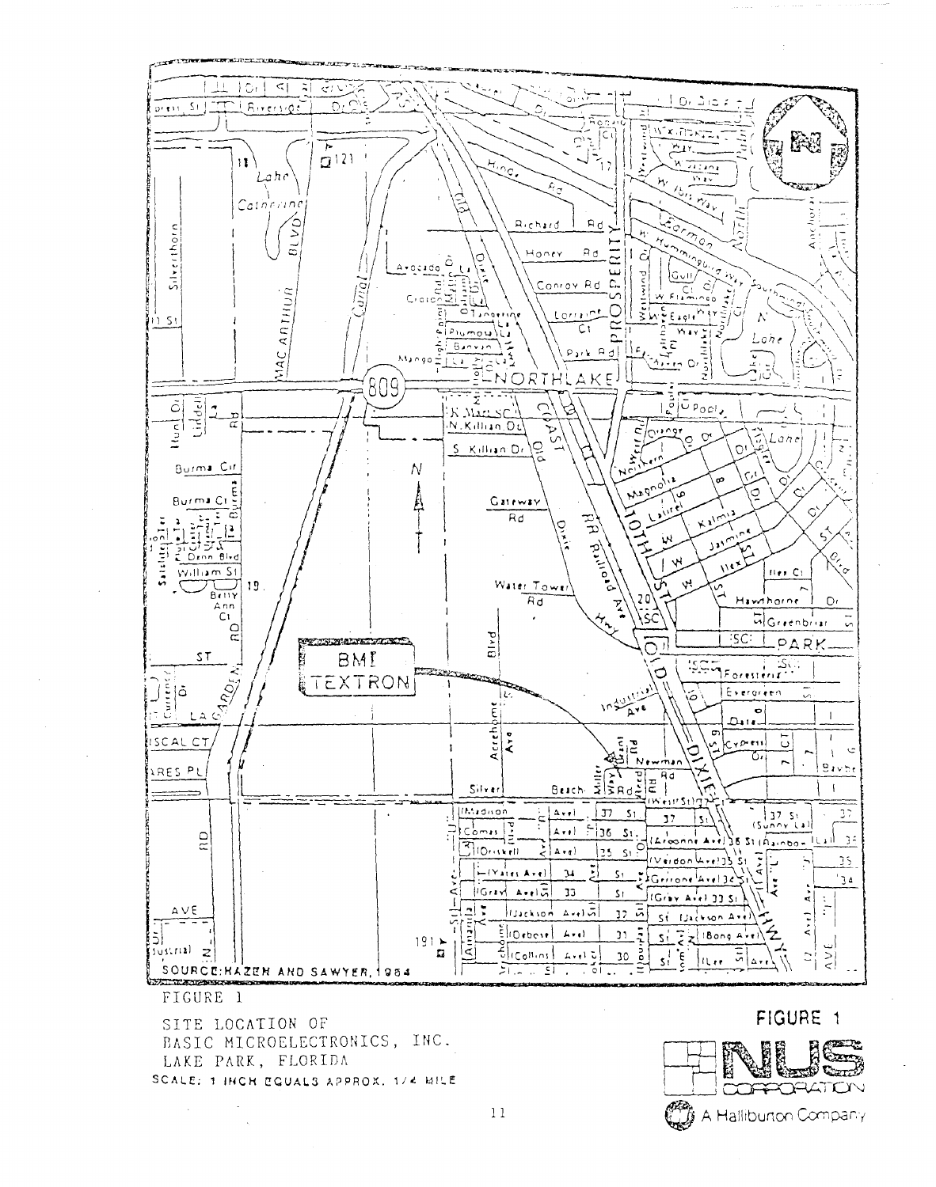SOURCE: HAZEN AND SAWYER, 1984

FIGURE 1

SITE LOCATION OF
BASIC MICROELECTRONICS, INC.
LAKE PARK, FLORIDA
SCALE: 1 INCH EQUALS APPROX. 1/4 MILE

FIGURE 1

NUS CORPORATION
A Halliburton Company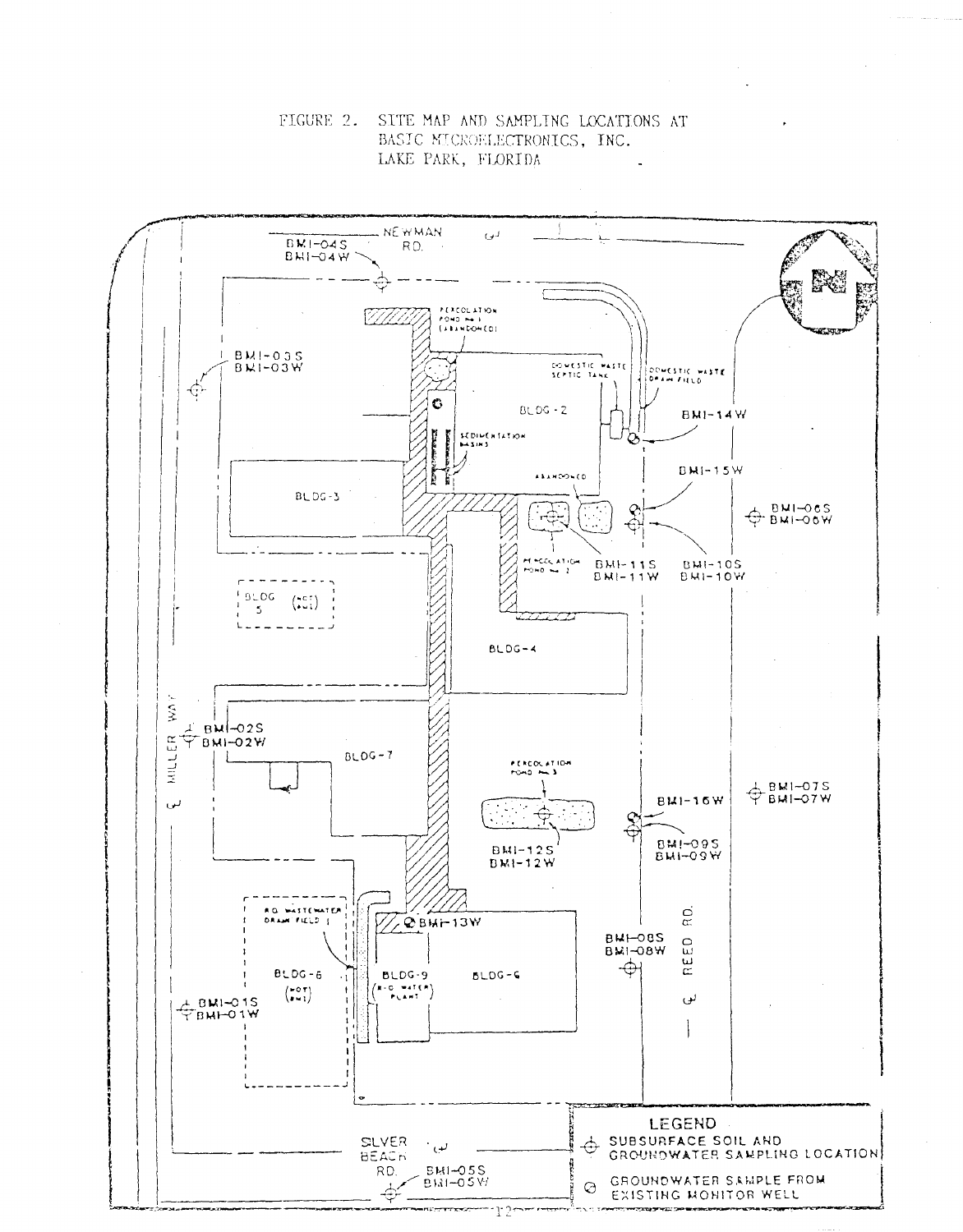FIGURE 2. SITE MAP AND SAMPLING LOCATIONS AT BASIC MICROELECTRONICS, INC. LAKE PARK, FLORIDA

NEWMAN RD.

BMI-04S
BMI-04W

BMI-03S
BMI-03W

PERCOLATION POND No. 1 (ABANDONED)

DOMESTIC WASTE SEPTIC TANK

DOMESTIC WASTE DRAIN FIELD

BLDG-2

BMI-14W

SEDIMENTATION BASINS

BMI-15W

ABANDONED

BLDG-3

BMI-06S
BMI-06W

PERCOLATION POND No. 2

BMI-11S
BMI-11W

BMI-10S
BMI-10W

BLDG 5 (NOT BMI)

BLDG-4

MILLER WAY

BMI-02S
BMI-02W

BLDG-7

PERCOLATION POND No. 3

BMI-16W

BMI-07S
BMI-07W

BMI-12S
BMI-12W

BMI-09S
BMI-09W

R.O. WASTEWATER DRAIN FIELD

BMI-13W

BMI-08S
BMI-08W

REED RD.

BLDG-8 (NOT BMI)

BLDG-9 (R-O WATER PLANT)

BLDG-6

BMI-01S
BMI-01W

SILVER BEACH RD.

BMI-05S
BMI-05W

LEGEND

SUBSURFACE SOIL AND GROUNDWATER SAMPLING LOCATION

GROUNDWATER SAMPLE FROM EXISTING MONITOR WELL